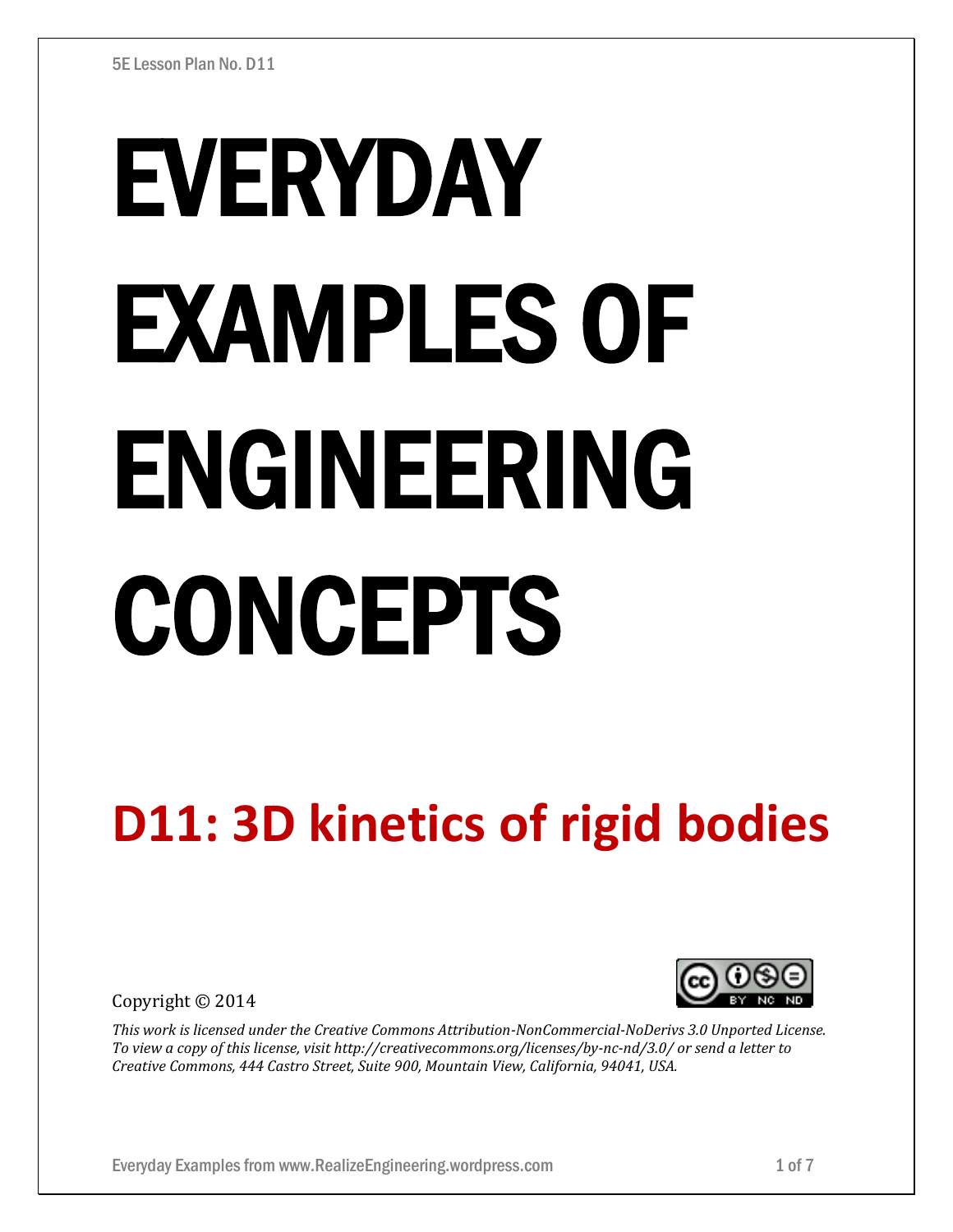# EVERYDAY EXAMPLES OF ENGINEERING CONCEPTS

## D11: 3D kinetics of rigid bodies

Copyright © 2014

*This work is licensed under the Creative Commons Attribution-NonCommercial-NoDerivs 3.0 Unported License. To view a copy of this license, visit http://creativecommons.org/licenses/by-nc-nd/3.0/ or send a letter to Creative Commons, 444 Castro Street, Suite 900, Mountain View, California, 94041, USA.*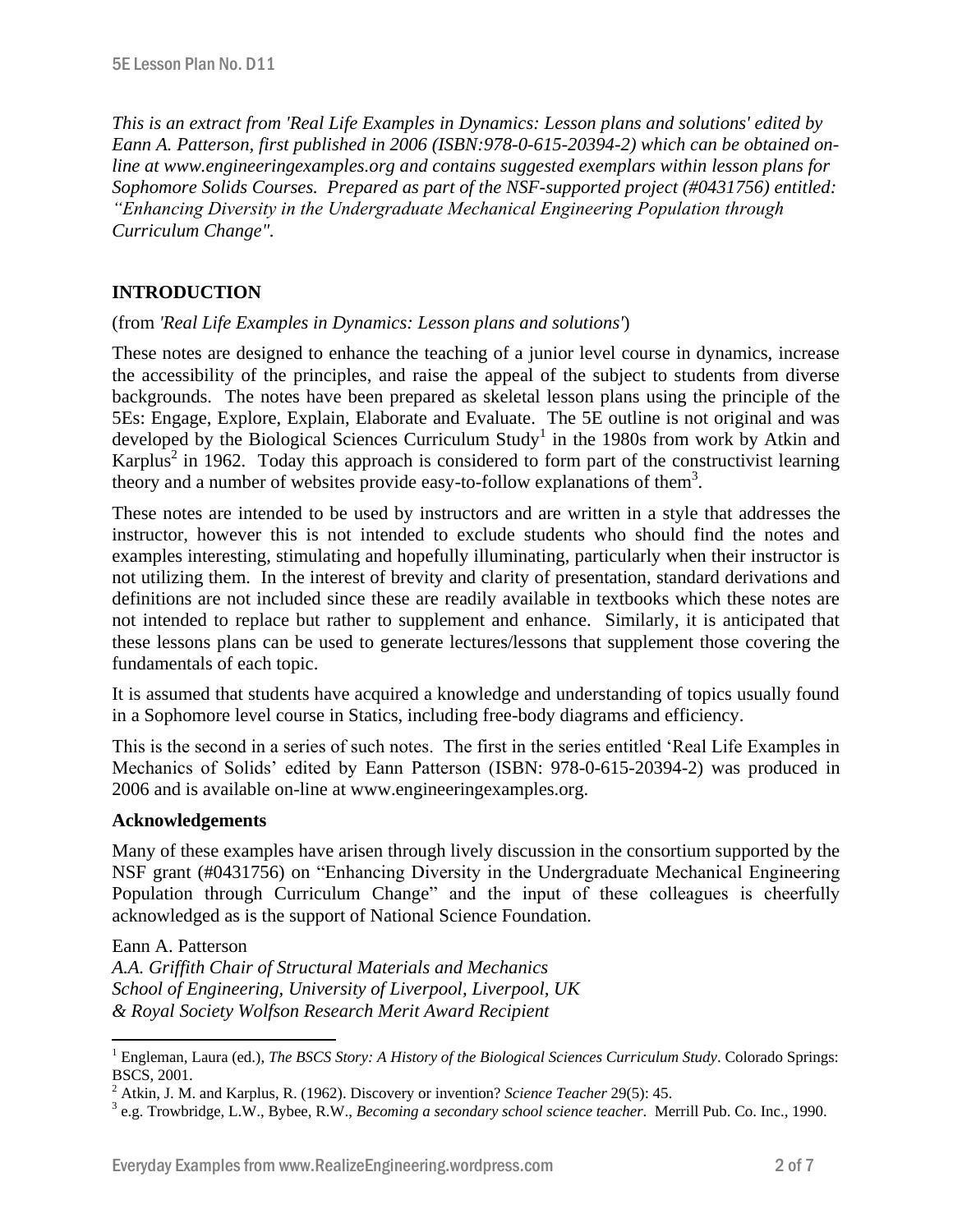*This is an extract from 'Real Life Examples in Dynamics: Lesson plans and solutions' edited by Eann A. Patterson, first published in 2006 (ISBN:978-0-615-20394-2) which can be obtained on-line at www.engineeringexamples.org and contains suggested exemplars within lesson plans for Sophomore Solids Courses. Prepared as part of the NSF-supported project (#0431756) entitled: "Enhancing Diversity in the Undergraduate Mechanical Engineering Population through Curriculum Change".*

## INTRODUCTION

(from *'Real Life Examples in Dynamics: Lesson plans and solutions'*)

These notes are designed to enhance the teaching of a junior level course in dynamics, increase the accessibility of the principles, and raise the appeal of the subject to students from diverse backgrounds. The notes have been prepared as skeletal lesson plans using the principle of the 5Es: Engage, Explore, Explain, Elaborate and Evaluate. The 5E outline is not original and was developed by the Biological Sciences Curriculum Study[1] in the 1980s from work by Atkin and Karplus[2] in 1962. Today this approach is considered to form part of the constructivist learning theory and a number of websites provide easy-to-follow explanations of them[3].

These notes are intended to be used by instructors and are written in a style that addresses the instructor, however this is not intended to exclude students who should find the notes and examples interesting, stimulating and hopefully illuminating, particularly when their instructor is not utilizing them. In the interest of brevity and clarity of presentation, standard derivations and definitions are not included since these are readily available in textbooks which these notes are not intended to replace but rather to supplement and enhance. Similarly, it is anticipated that these lessons plans can be used to generate lectures/lessons that supplement those covering the fundamentals of each topic.

It is assumed that students have acquired a knowledge and understanding of topics usually found in a Sophomore level course in Statics, including free-body diagrams and efficiency.

This is the second in a series of such notes. The first in the series entitled 'Real Life Examples in Mechanics of Solids' edited by Eann Patterson (ISBN: 978-0-615-20394-2) was produced in 2006 and is available on-line at www.engineeringexamples.org.

### Acknowledgements

Many of these examples have arisen through lively discussion in the consortium supported by the NSF grant (#0431756) on "Enhancing Diversity in the Undergraduate Mechanical Engineering Population through Curriculum Change" and the input of these colleagues is cheerfully acknowledged as is the support of National Science Foundation.

Eann A. Patterson
*A.A. Griffith Chair of Structural Materials and Mechanics*
*School of Engineering, University of Liverpool, Liverpool, UK*
*& Royal Society Wolfson Research Merit Award Recipient*

---

[1] Engleman, Laura (ed.), *The BSCS Story: A History of the Biological Sciences Curriculum Study*. Colorado Springs: BSCS, 2001.

[2] Atkin, J. M. and Karplus, R. (1962). Discovery or invention? *Science Teacher* 29(5): 45.

[3] e.g. Trowbridge, L.W., Bybee, R.W., *Becoming a secondary school science teacher*. Merrill Pub. Co. Inc., 1990.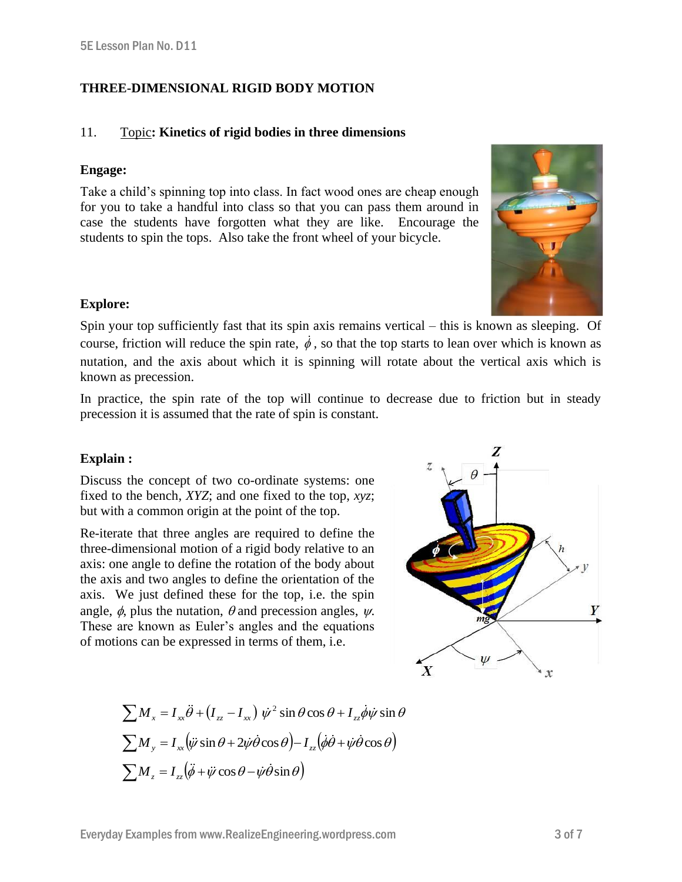## THREE-DIMENSIONAL RIGID BODY MOTION

11. Topic: **Kinetics of rigid bodies in three dimensions**

**Engage:**

Take a child's spinning top into class. In fact wood ones are cheap enough for you to take a handful into class so that you can pass them around in case the students have forgotten what they are like. Encourage the students to spin the tops. Also take the front wheel of your bicycle.

**Explore:**

Spin your top sufficiently fast that its spin axis remains vertical – this is known as sleeping. Of course, friction will reduce the spin rate, $\dot{\phi}$, so that the top starts to lean over which is known as nutation, and the axis about which it is spinning will rotate about the vertical axis which is known as precession.

In practice, the spin rate of the top will continue to decrease due to friction but in steady precession it is assumed that the rate of spin is constant.

**Explain :**

Discuss the concept of two co-ordinate systems: one fixed to the bench, *XYZ*; and one fixed to the top, *xyz*; but with a common origin at the point of the top.

Re-iterate that three angles are required to define the three-dimensional motion of a rigid body relative to an axis: one angle to define the rotation of the body about the axis and two angles to define the orientation of the axis. We just defined these for the top, i.e. the spin angle, $\phi$, plus the nutation, $\theta$ and precession angles, $\psi$. These are known as Euler's angles and the equations of motions can be expressed in terms of them, i.e.

$$\sum M_x = I_{xx}\ddot{\theta} + \left(I_{zz} - I_{xx}\right)\dot{\psi}^2 \sin\theta\cos\theta + I_{zz}\dot{\phi}\dot{\psi}\sin\theta$$

$$\sum M_y = I_{xx}\left(\ddot{\psi}\sin\theta + 2\dot{\psi}\dot{\theta}\cos\theta\right) - I_{zz}\left(\dot{\phi}\dot{\theta} + \dot{\psi}\dot{\theta}\cos\theta\right)$$

$$\sum M_z = I_{zz}\left(\ddot{\phi} + \ddot{\psi}\cos\theta - \dot{\psi}\dot{\theta}\sin\theta\right)$$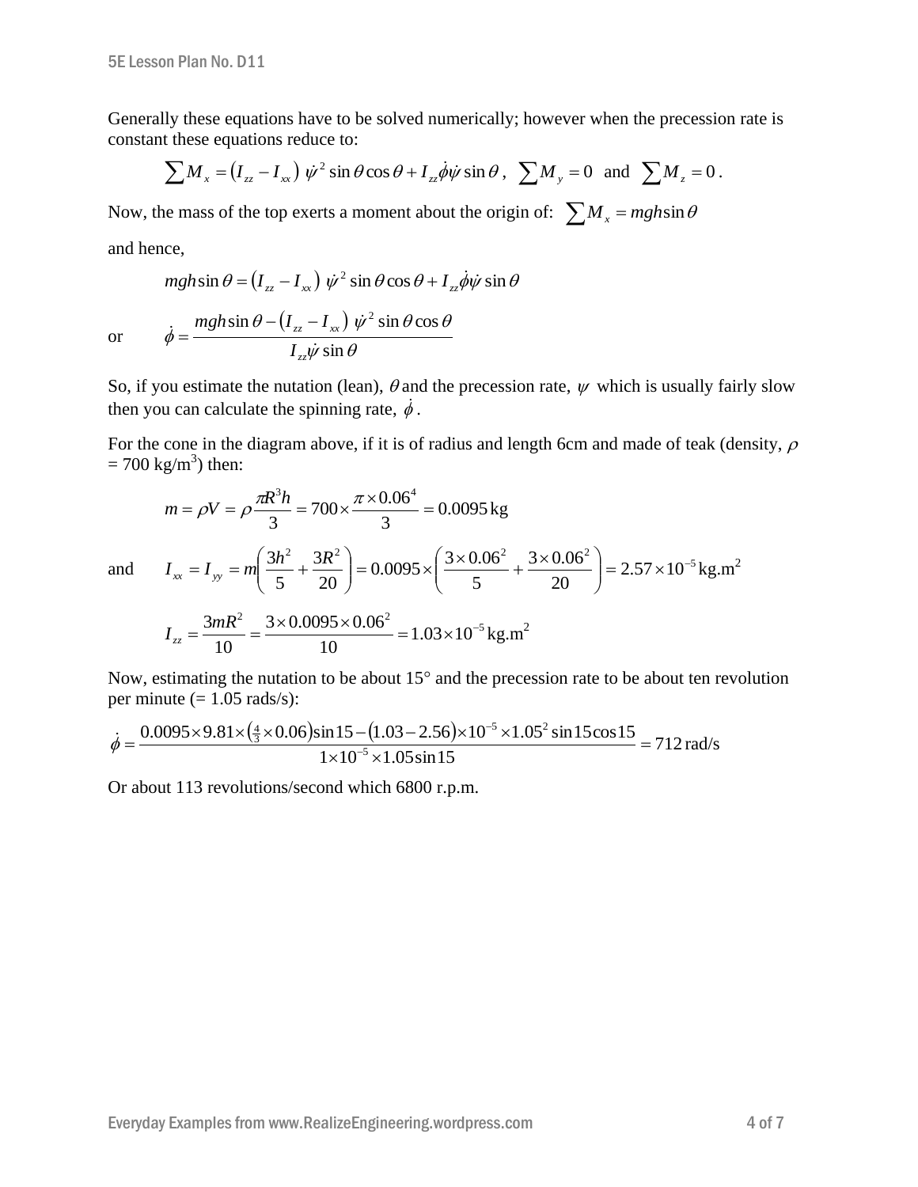Generally these equations have to be solved numerically; however when the precession rate is constant these equations reduce to:

$$\sum M_x = \left(I_{zz} - I_{xx}\right)\,\dot{\psi}^2 \sin\theta\cos\theta + I_{zz}\dot{\phi}\dot{\psi}\sin\theta\,,\quad \sum M_y = 0 \ \text{ and } \ \sum M_z = 0\,.$$

Now, the mass of the top exerts a moment about the origin of: $\sum M_x = mgh\sin\theta$

and hence,

$$mgh\sin\theta = \left(I_{zz} - I_{xx}\right)\,\dot{\psi}^2 \sin\theta\cos\theta + I_{zz}\dot{\phi}\dot{\psi}\sin\theta$$

or

$$\dot{\phi} = \frac{mgh\sin\theta - \left(I_{zz} - I_{xx}\right)\,\dot{\psi}^2\sin\theta\cos\theta}{I_{zz}\dot{\psi}\sin\theta}$$

So, if you estimate the nutation (lean), $\theta$ and the precession rate, $\psi$ which is usually fairly slow then you can calculate the spinning rate, $\dot{\phi}$.

For the cone in the diagram above, if it is of radius and length 6cm and made of teak (density, $\rho$ = 700 kg/m$^3$) then:

$$m = \rho V = \rho\frac{\pi R^3 h}{3} = 700 \times \frac{\pi \times 0.06^4}{3} = 0.0095\,\text{kg}$$

and

$$I_{xx} = I_{yy} = m\left(\frac{3h^2}{5} + \frac{3R^2}{20}\right) = 0.0095 \times \left(\frac{3 \times 0.06^2}{5} + \frac{3 \times 0.06^2}{20}\right) = 2.57 \times 10^{-5}\,\text{kg.m}^2$$

$$I_{zz} = \frac{3mR^2}{10} = \frac{3 \times 0.0095 \times 0.06^2}{10} = 1.03 \times 10^{-5}\,\text{kg.m}^2$$

Now, estimating the nutation to be about 15° and the precession rate to be about ten revolution per minute (= 1.05 rads/s):

$$\dot{\phi} = \frac{0.0095 \times 9.81 \times \left(\frac{4}{3} \times 0.06\right)\sin 15 - \left(1.03 - 2.56\right) \times 10^{-5} \times 1.05^2 \sin 15 \cos 15}{1 \times 10^{-5} \times 1.05 \sin 15} = 712\,\text{rad/s}$$

Or about 113 revolutions/second which 6800 r.p.m.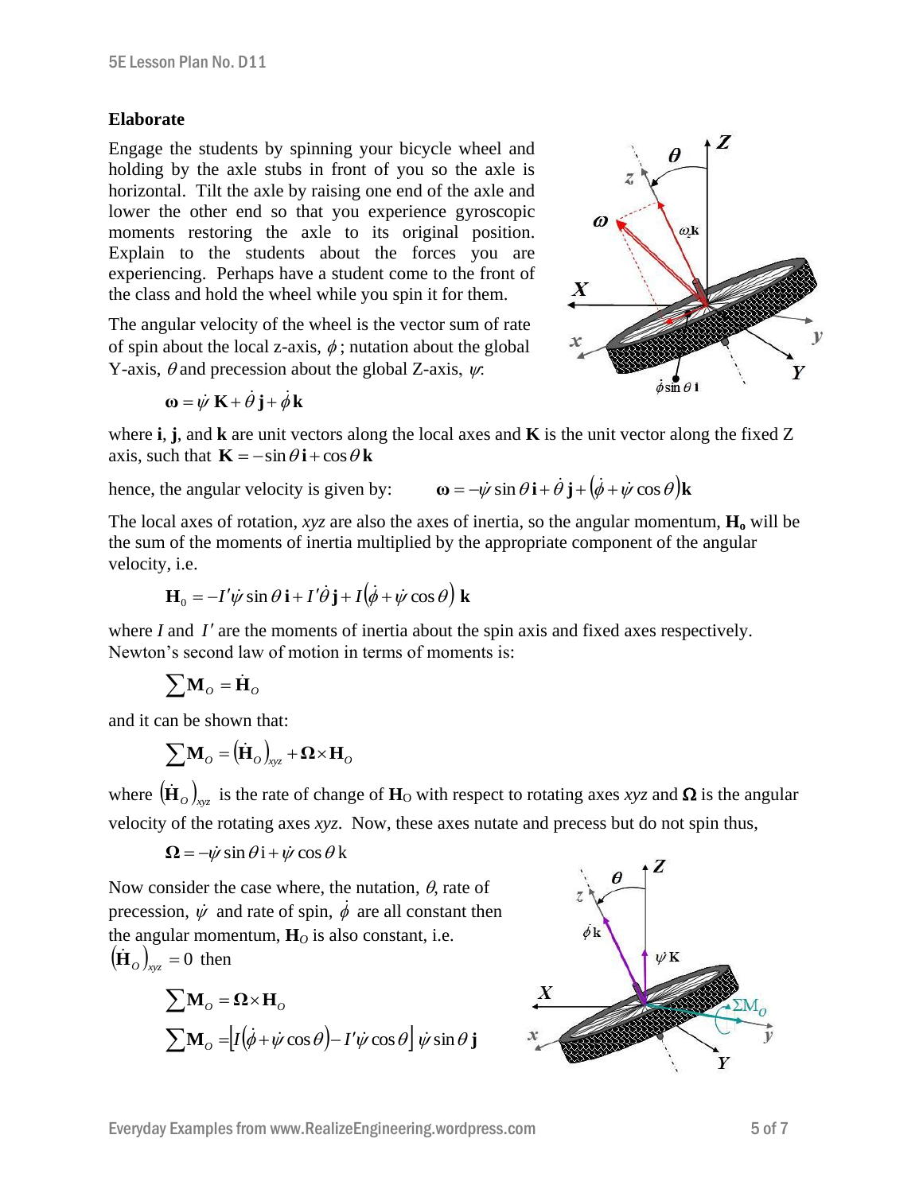### Elaborate

Engage the students by spinning your bicycle wheel and holding by the axle stubs in front of you so the axle is horizontal. Tilt the axle by raising one end of the axle and lower the other end so that you experience gyroscopic moments restoring the axle to its original position. Explain to the students about the forces you are experiencing. Perhaps have a student come to the front of the class and hold the wheel while you spin it for them.

The angular velocity of the wheel is the vector sum of rate of spin about the local z-axis, $\phi$; nutation about the global Y-axis, $\theta$ and precession about the global Z-axis, $\psi$:

$$\boldsymbol{\omega} = \dot{\psi}\,\mathbf{K} + \dot{\theta}\,\mathbf{j} + \dot{\phi}\,\mathbf{k}$$

where **i**, **j**, and **k** are unit vectors along the local axes and **K** is the unit vector along the fixed Z axis, such that $\mathbf{K} = -\sin\theta\,\mathbf{i} + \cos\theta\,\mathbf{k}$

hence, the angular velocity is given by: $\boldsymbol{\omega} = -\dot{\psi}\sin\theta\,\mathbf{i} + \dot{\theta}\,\mathbf{j} + \left(\dot{\phi} + \dot{\psi}\cos\theta\right)\mathbf{k}$

The local axes of rotation, *xyz* are also the axes of inertia, so the angular momentum, $\mathbf{H_o}$ will be the sum of the moments of inertia multiplied by the appropriate component of the angular velocity, i.e.

$$\mathbf{H}_0 = -I'\dot{\psi}\sin\theta\,\mathbf{i} + I'\dot{\theta}\,\mathbf{j} + I\left(\dot{\phi} + \dot{\psi}\cos\theta\right)\mathbf{k}$$

where $I$ and $I'$ are the moments of inertia about the spin axis and fixed axes respectively. Newton's second law of motion in terms of moments is:

$$\sum \mathbf{M}_O = \dot{\mathbf{H}}_O$$

and it can be shown that:

$$\sum \mathbf{M}_O = \left(\dot{\mathbf{H}}_O\right)_{xyz} + \boldsymbol{\Omega} \times \mathbf{H}_O$$

where $\left(\dot{\mathbf{H}}_O\right)_{xyz}$ is the rate of change of $\mathbf{H}_O$ with respect to rotating axes *xyz* and $\boldsymbol{\Omega}$ is the angular velocity of the rotating axes *xyz*. Now, these axes nutate and precess but do not spin thus,

$$\boldsymbol{\Omega} = -\dot{\psi}\sin\theta\,\mathrm{i} + \dot{\psi}\cos\theta\,\mathrm{k}$$

Now consider the case where, the nutation, $\theta$, rate of precession, $\dot{\psi}$ and rate of spin, $\dot{\phi}$ are all constant then the angular momentum, $\mathbf{H}_O$ is also constant, i.e. $\left(\dot{\mathbf{H}}_O\right)_{xyz} = 0$ then

$$\sum \mathbf{M}_O = \boldsymbol{\Omega} \times \mathbf{H}_O$$

$$\sum \mathbf{M}_O = \left[I\left(\dot{\phi} + \dot{\psi}\cos\theta\right) - I'\dot{\psi}\cos\theta\right]\dot{\psi}\sin\theta\,\mathbf{j}$$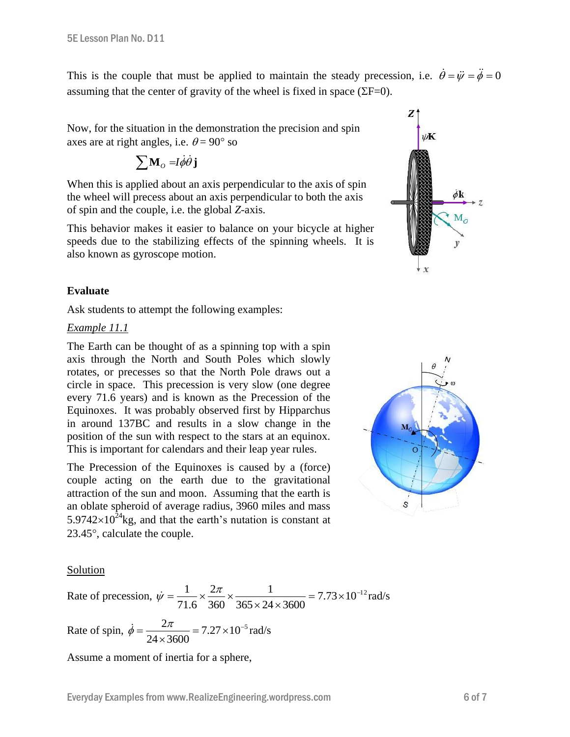This is the couple that must be applied to maintain the steady precession, i.e. $\dot{\theta} = \ddot{\psi} = \ddot{\phi} = 0$ assuming that the center of gravity of the wheel is fixed in space (ΣF=0).

Now, for the situation in the demonstration the precision and spin axes are at right angles, i.e. $\theta = 90°$ so

$$\sum \mathbf{M}_O = I\dot{\phi}\dot{\theta}\,\mathbf{j}$$

When this is applied about an axis perpendicular to the axis of spin the wheel will precess about an axis perpendicular to both the axis of spin and the couple, i.e. the global *Z*-axis.

This behavior makes it easier to balance on your bicycle at higher speeds due to the stabilizing effects of the spinning wheels. It is also known as gyroscope motion.

**Evaluate**

Ask students to attempt the following examples:

*Example 11.1*

The Earth can be thought of as a spinning top with a spin axis through the North and South Poles which slowly rotates, or precesses so that the North Pole draws out a circle in space. This precession is very slow (one degree every 71.6 years) and is known as the Precession of the Equinoxes. It was probably observed first by Hipparchus in around 137BC and results in a slow change in the position of the sun with respect to the stars at an equinox. This is important for calendars and their leap year rules.

The Precession of the Equinoxes is caused by a (force) couple acting on the earth due to the gravitational attraction of the sun and moon. Assuming that the earth is an oblate spheroid of average radius, 3960 miles and mass $5.9742 \times 10^{24}$kg, and that the earth's nutation is constant at 23.45°, calculate the couple.

Solution

Rate of precession, $\dot{\psi} = \dfrac{1}{71.6} \times \dfrac{2\pi}{360} \times \dfrac{1}{365 \times 24 \times 3600} = 7.73 \times 10^{-12}\,\text{rad/s}$

Rate of spin, $\dot{\phi} = \dfrac{2\pi}{24 \times 3600} = 7.27 \times 10^{-5}\,\text{rad/s}$

Assume a moment of inertia for a sphere,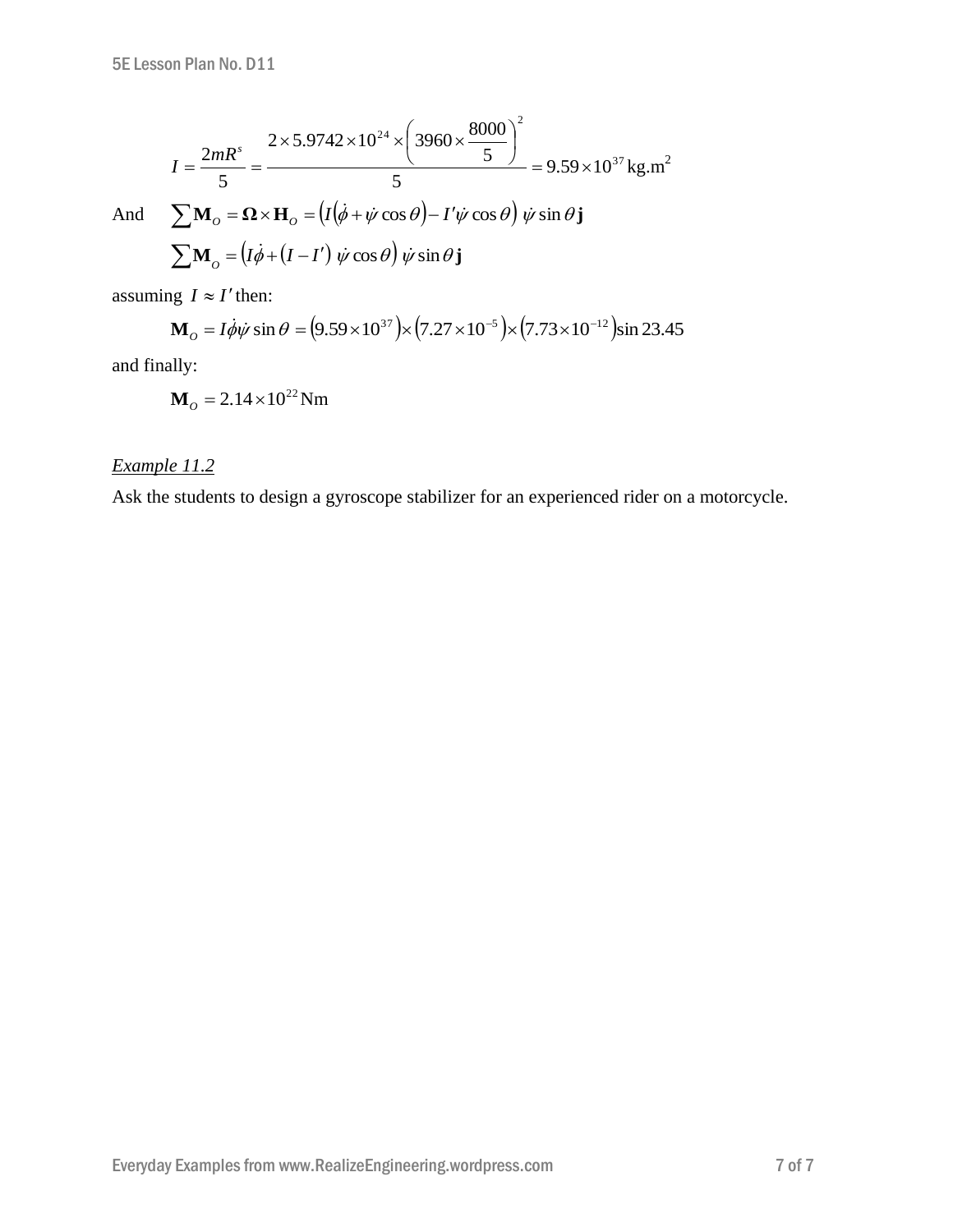$$I = \frac{2mR^s}{5} = \frac{2 \times 5.9742 \times 10^{24} \times \left(3960 \times \dfrac{8000}{5}\right)^2}{5} = 9.59 \times 10^{37}\,\text{kg.m}^2$$

And $\quad \sum \mathbf{M}_O = \mathbf{\Omega} \times \mathbf{H}_O = \left(I\left(\dot{\phi} + \dot{\psi}\cos\theta\right) - I'\dot{\psi}\cos\theta\right)\,\dot{\psi}\sin\theta\,\mathbf{j}$

$$\sum \mathbf{M}_O = \left(I\dot{\phi} + \left(I - I'\right)\,\dot{\psi}\cos\theta\right)\,\dot{\psi}\sin\theta\,\mathbf{j}$$

assuming $I \approx I'$ then:

$$\mathbf{M}_O = I\dot{\phi}\dot{\psi}\sin\theta = \left(9.59 \times 10^{37}\right) \times \left(7.27 \times 10^{-5}\right) \times \left(7.73 \times 10^{-12}\right)\sin 23.45$$

and finally:

$$\mathbf{M}_O = 2.14 \times 10^{22}\,\text{Nm}$$

*Example 11.2*

Ask the students to design a gyroscope stabilizer for an experienced rider on a motorcycle.